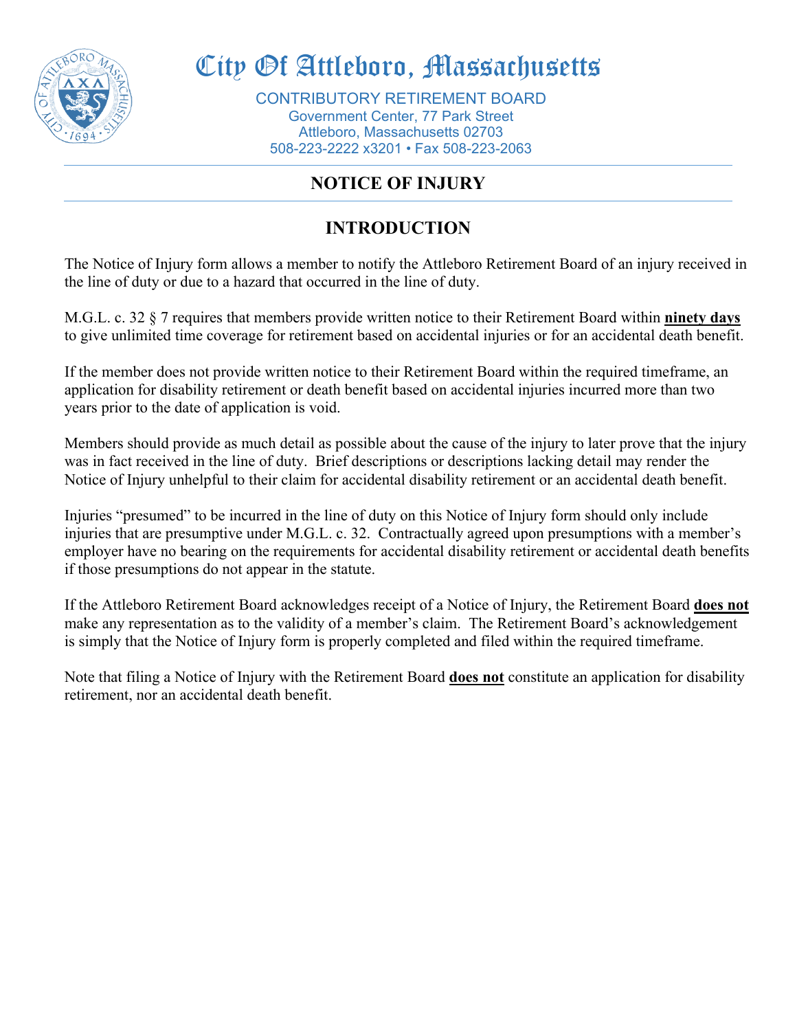# City Of Attleboro, Massachusetts

CONTRIBUTORY RETIREMENT BOARD
Government Center, 77 Park Street
Attleboro, Massachusetts 02703
508-223-2222 x3201 • Fax 508-223-2063

## NOTICE OF INJURY

## INTRODUCTION

The Notice of Injury form allows a member to notify the Attleboro Retirement Board of an injury received in the line of duty or due to a hazard that occurred in the line of duty.

M.G.L. c. 32 § 7 requires that members provide written notice to their Retirement Board within **ninety days** to give unlimited time coverage for retirement based on accidental injuries or for an accidental death benefit.

If the member does not provide written notice to their Retirement Board within the required timeframe, an application for disability retirement or death benefit based on accidental injuries incurred more than two years prior to the date of application is void.

Members should provide as much detail as possible about the cause of the injury to later prove that the injury was in fact received in the line of duty. Brief descriptions or descriptions lacking detail may render the Notice of Injury unhelpful to their claim for accidental disability retirement or an accidental death benefit.

Injuries "presumed" to be incurred in the line of duty on this Notice of Injury form should only include injuries that are presumptive under M.G.L. c. 32. Contractually agreed upon presumptions with a member's employer have no bearing on the requirements for accidental disability retirement or accidental death benefits if those presumptions do not appear in the statute.

If the Attleboro Retirement Board acknowledges receipt of a Notice of Injury, the Retirement Board **does not** make any representation as to the validity of a member's claim. The Retirement Board's acknowledgement is simply that the Notice of Injury form is properly completed and filed within the required timeframe.

Note that filing a Notice of Injury with the Retirement Board **does not** constitute an application for disability retirement, nor an accidental death benefit.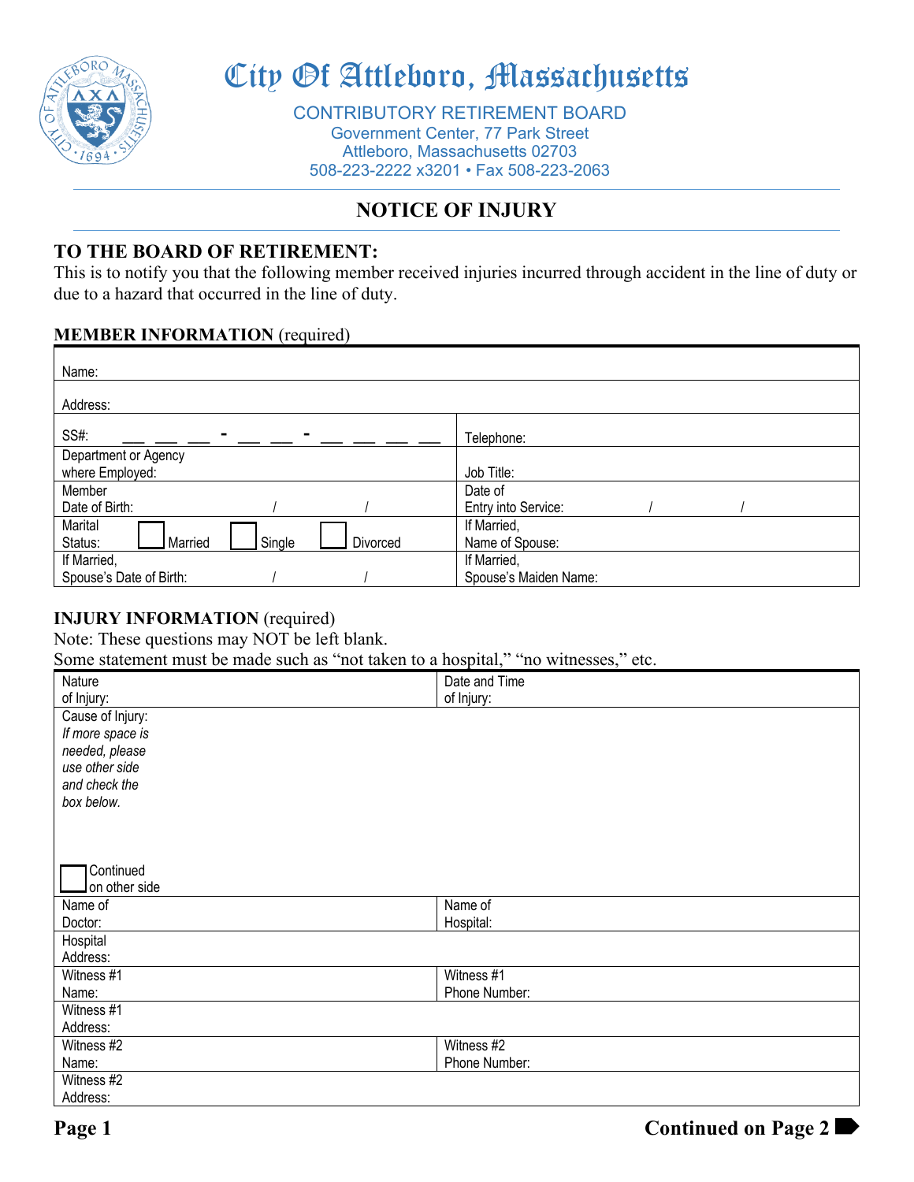# City Of Attleboro, Massachusetts

CONTRIBUTORY RETIREMENT BOARD
Government Center, 77 Park Street
Attleboro, Massachusetts 02703
508-223-2222 x3201 • Fax 508-223-2063

## NOTICE OF INJURY

### TO THE BOARD OF RETIREMENT:

This is to notify you that the following member received injuries incurred through accident in the line of duty or due to a hazard that occurred in the line of duty.

**MEMBER INFORMATION** (required)

| | |
|---|---|
| Name: | |
| Address: | |
| SS#: ___ ___ ___ - ___ ___ - ___ ___ ___ ___ | Telephone: |
| Department or Agency where Employed: | Job Title: |
| Member Date of Birth: / / | Date of Entry into Service: / / |
| Marital Status: ☐ Married ☐ Single ☐ Divorced | If Married, Name of Spouse: |
| If Married, Spouse's Date of Birth: / / | If Married, Spouse's Maiden Name: |

**INJURY INFORMATION** (required)
Note: These questions may NOT be left blank.
Some statement must be made such as "not taken to a hospital," "no witnesses," etc.

| | |
|---|---|
| Nature of Injury: | Date and Time of Injury: |
| Cause of Injury: *If more space is needed, please use other side and check the box below.* ☐ Continued on other side | |
| Name of Doctor: | Name of Hospital: |
| Hospital Address: | |
| Witness #1 Name: | Witness #1 Phone Number: |
| Witness #1 Address: | |
| Witness #2 Name: | Witness #2 Phone Number: |
| Witness #2 Address: | |

**Continued on Page 2**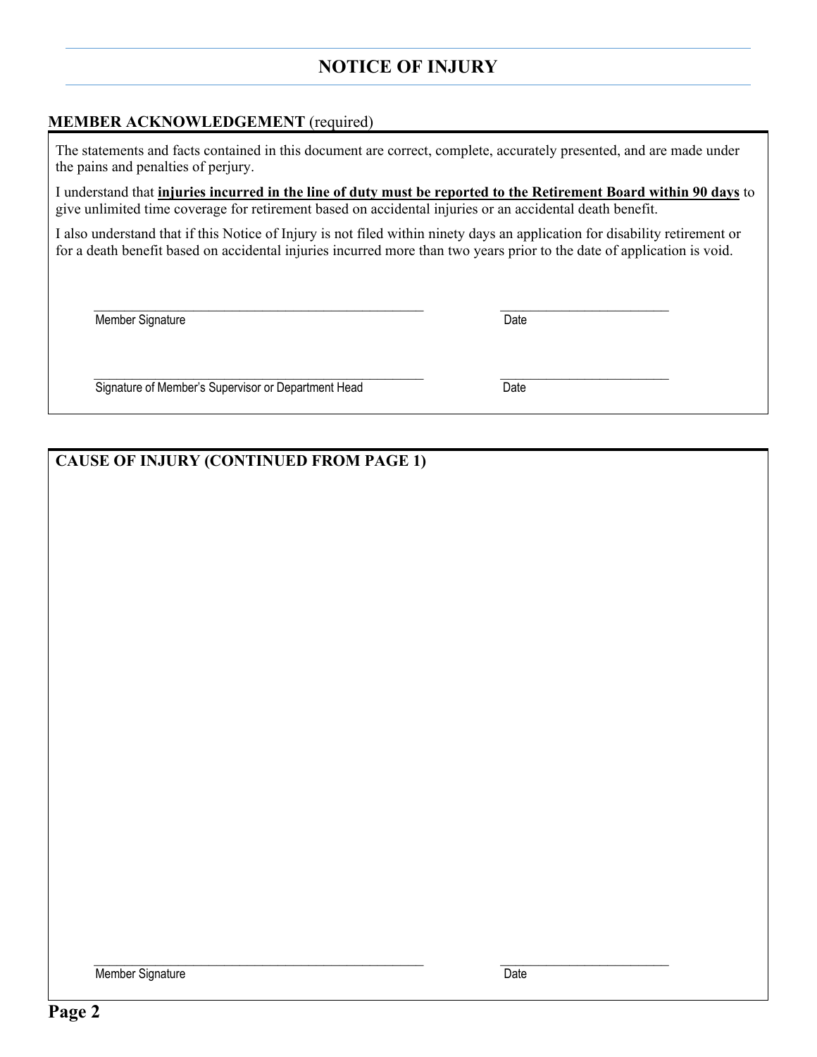# NOTICE OF INJURY

## MEMBER ACKNOWLEDGEMENT (required)

The statements and facts contained in this document are correct, complete, accurately presented, and are made under the pains and penalties of perjury.

I understand that **injuries incurred in the line of duty must be reported to the Retirement Board within 90 days** to give unlimited time coverage for retirement based on accidental injuries or an accidental death benefit.

I also understand that if this Notice of Injury is not filed within ninety days an application for disability retirement or for a death benefit based on accidental injuries incurred more than two years prior to the date of application is void.

\_\_\_\_\_\_\_\_\_\_\_\_\_\_\_\_\_\_\_\_\_\_\_\_\_\_\_\_\_\_\_\_\_\_\_\_\_\_\_\_ \_\_\_\_\_\_\_\_\_\_\_\_\_\_\_\_\_\_\_\_\_\_\_\_
Member Signature Date

\_\_\_\_\_\_\_\_\_\_\_\_\_\_\_\_\_\_\_\_\_\_\_\_\_\_\_\_\_\_\_\_\_\_\_\_\_\_\_\_ \_\_\_\_\_\_\_\_\_\_\_\_\_\_\_\_\_\_\_\_\_\_\_\_
Signature of Member's Supervisor or Department Head Date

## CAUSE OF INJURY (CONTINUED FROM PAGE 1)

\_\_\_\_\_\_\_\_\_\_\_\_\_\_\_\_\_\_\_\_\_\_\_\_\_\_\_\_\_\_\_\_\_\_\_\_\_\_\_\_ \_\_\_\_\_\_\_\_\_\_\_\_\_\_\_\_\_\_\_\_\_\_\_\_
Member Signature Date